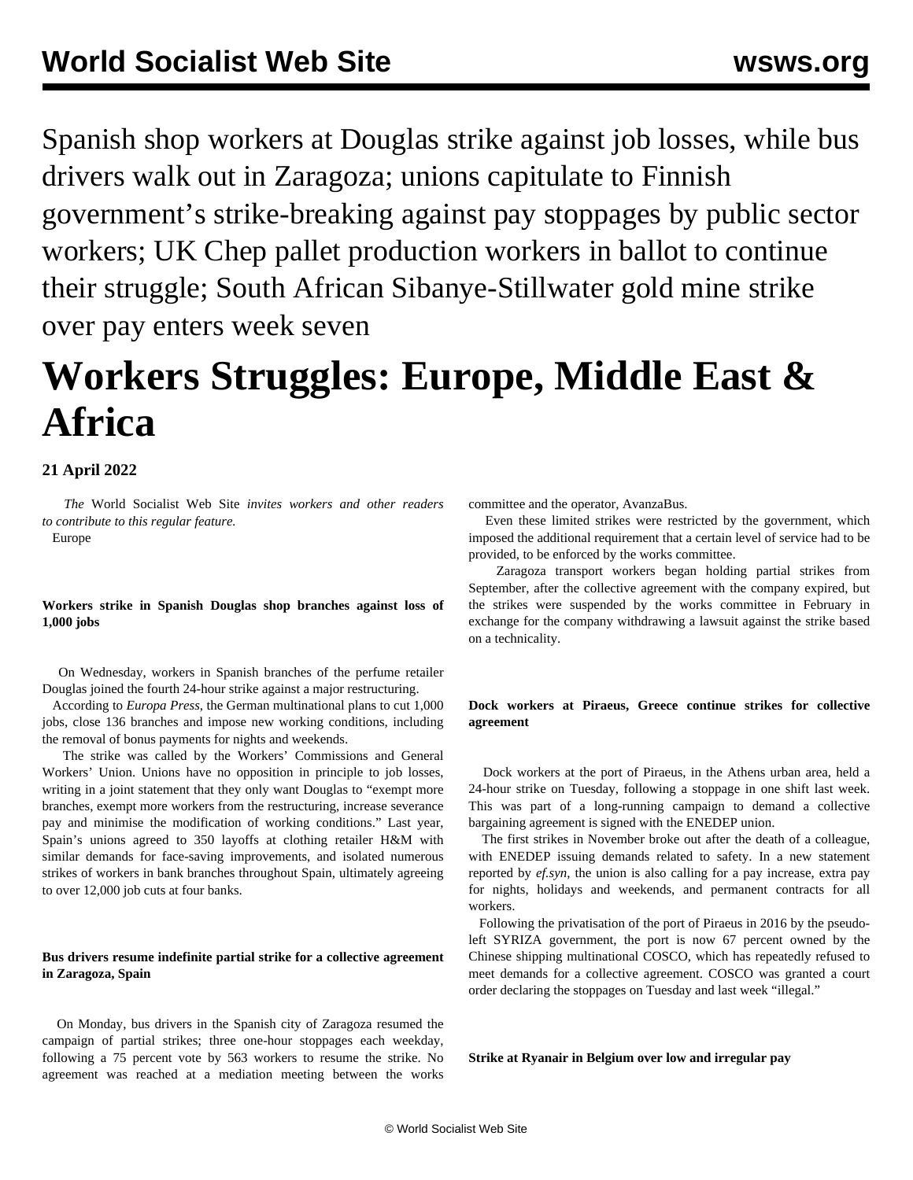Spanish shop workers at Douglas strike against job losses, while bus drivers walk out in Zaragoza; unions capitulate to Finnish government's strike-breaking against pay stoppages by public sector workers; UK Chep pallet production workers in ballot to continue their struggle; South African Sibanye-Stillwater gold mine strike over pay enters week seven

# Workers Struggles: Europe, Middle East & Africa

**21 April 2022**

*The* World Socialist Web Site *invites workers and other readers to contribute to this regular feature.*

Europe

**Workers strike in Spanish Douglas shop branches against loss of 1,000 jobs**

On Wednesday, workers in Spanish branches of the perfume retailer Douglas joined the fourth 24-hour strike against a major restructuring.

According to *Europa Press*, the German multinational plans to cut 1,000 jobs, close 136 branches and impose new working conditions, including the removal of bonus payments for nights and weekends.

The strike was called by the Workers' Commissions and General Workers' Union. Unions have no opposition in principle to job losses, writing in a joint statement that they only want Douglas to "exempt more branches, exempt more workers from the restructuring, increase severance pay and minimise the modification of working conditions." Last year, Spain's unions agreed to 350 layoffs at clothing retailer H&M with similar demands for face-saving improvements, and isolated numerous strikes of workers in bank branches throughout Spain, ultimately agreeing to over 12,000 job cuts at four banks.

**Bus drivers resume indefinite partial strike for a collective agreement in Zaragoza, Spain**

On Monday, bus drivers in the Spanish city of Zaragoza resumed the campaign of partial strikes; three one-hour stoppages each weekday, following a 75 percent vote by 563 workers to resume the strike. No agreement was reached at a mediation meeting between the works committee and the operator, AvanzaBus.

Even these limited strikes were restricted by the government, which imposed the additional requirement that a certain level of service had to be provided, to be enforced by the works committee.

Zaragoza transport workers began holding partial strikes from September, after the collective agreement with the company expired, but the strikes were suspended by the works committee in February in exchange for the company withdrawing a lawsuit against the strike based on a technicality.

**Dock workers at Piraeus, Greece continue strikes for collective agreement**

Dock workers at the port of Piraeus, in the Athens urban area, held a 24-hour strike on Tuesday, following a stoppage in one shift last week. This was part of a long-running campaign to demand a collective bargaining agreement is signed with the ENEDEP union.

The first strikes in November broke out after the death of a colleague, with ENEDEP issuing demands related to safety. In a new statement reported by *ef.syn*, the union is also calling for a pay increase, extra pay for nights, holidays and weekends, and permanent contracts for all workers.

Following the privatisation of the port of Piraeus in 2016 by the pseudo-left SYRIZA government, the port is now 67 percent owned by the Chinese shipping multinational COSCO, which has repeatedly refused to meet demands for a collective agreement. COSCO was granted a court order declaring the stoppages on Tuesday and last week "illegal."

**Strike at Ryanair in Belgium over low and irregular pay**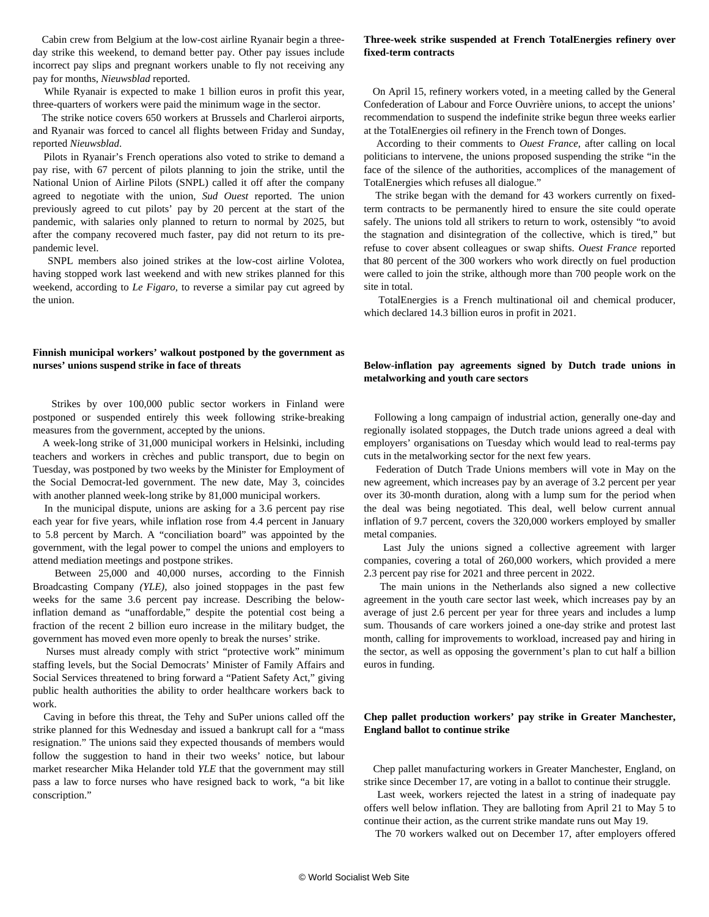Cabin crew from Belgium at the low-cost airline Ryanair begin a three-day strike this weekend, to demand better pay. Other pay issues include incorrect pay slips and pregnant workers unable to fly not receiving any pay for months, *Nieuwsblad* reported.

While Ryanair is expected to make 1 billion euros in profit this year, three-quarters of workers were paid the minimum wage in the sector.

The strike notice covers 650 workers at Brussels and Charleroi airports, and Ryanair was forced to cancel all flights between Friday and Sunday, reported *Nieuwsblad*.

Pilots in Ryanair's French operations also voted to strike to demand a pay rise, with 67 percent of pilots planning to join the strike, until the National Union of Airline Pilots (SNPL) called it off after the company agreed to negotiate with the union, *Sud Ouest* reported. The union previously agreed to cut pilots' pay by 20 percent at the start of the pandemic, with salaries only planned to return to normal by 2025, but after the company recovered much faster, pay did not return to its pre-pandemic level.

SNPL members also joined strikes at the low-cost airline Volotea, having stopped work last weekend and with new strikes planned for this weekend, according to *Le Figaro*, to reverse a similar pay cut agreed by the union.

### Finnish municipal workers' walkout postponed by the government as nurses' unions suspend strike in face of threats

Strikes by over 100,000 public sector workers in Finland were postponed or suspended entirely this week following strike-breaking measures from the government, accepted by the unions.

A week-long strike of 31,000 municipal workers in Helsinki, including teachers and workers in crèches and public transport, due to begin on Tuesday, was postponed by two weeks by the Minister for Employment of the Social Democrat-led government. The new date, May 3, coincides with another planned week-long strike by 81,000 municipal workers.

In the municipal dispute, unions are asking for a 3.6 percent pay rise each year for five years, while inflation rose from 4.4 percent in January to 5.8 percent by March. A "conciliation board" was appointed by the government, with the legal power to compel the unions and employers to attend mediation meetings and postpone strikes.

Between 25,000 and 40,000 nurses, according to the Finnish Broadcasting Company *(YLE)*, also joined stoppages in the past few weeks for the same 3.6 percent pay increase. Describing the below-inflation demand as "unaffordable," despite the potential cost being a fraction of the recent 2 billion euro increase in the military budget, the government has moved even more openly to break the nurses' strike.

Nurses must already comply with strict "protective work" minimum staffing levels, but the Social Democrats' Minister of Family Affairs and Social Services threatened to bring forward a "Patient Safety Act," giving public health authorities the ability to order healthcare workers back to work.

Caving in before this threat, the Tehy and SuPer unions called off the strike planned for this Wednesday and issued a bankrupt call for a "mass resignation." The unions said they expected thousands of members would follow the suggestion to hand in their two weeks' notice, but labour market researcher Mika Helander told *YLE* that the government may still pass a law to force nurses who have resigned back to work, "a bit like conscription."

### Three-week strike suspended at French TotalEnergies refinery over fixed-term contracts

On April 15, refinery workers voted, in a meeting called by the General Confederation of Labour and Force Ouvrière unions, to accept the unions' recommendation to suspend the indefinite strike begun three weeks earlier at the TotalEnergies oil refinery in the French town of Donges.

According to their comments to *Ouest France*, after calling on local politicians to intervene, the unions proposed suspending the strike "in the face of the silence of the authorities, accomplices of the management of TotalEnergies which refuses all dialogue."

The strike began with the demand for 43 workers currently on fixed-term contracts to be permanently hired to ensure the site could operate safely. The unions told all strikers to return to work, ostensibly "to avoid the stagnation and disintegration of the collective, which is tired," but refuse to cover absent colleagues or swap shifts. *Ouest France* reported that 80 percent of the 300 workers who work directly on fuel production were called to join the strike, although more than 700 people work on the site in total.

TotalEnergies is a French multinational oil and chemical producer, which declared 14.3 billion euros in profit in 2021.

### Below-inflation pay agreements signed by Dutch trade unions in metalworking and youth care sectors

Following a long campaign of industrial action, generally one-day and regionally isolated stoppages, the Dutch trade unions agreed a deal with employers' organisations on Tuesday which would lead to real-terms pay cuts in the metalworking sector for the next few years.

Federation of Dutch Trade Unions members will vote in May on the new agreement, which increases pay by an average of 3.2 percent per year over its 30-month duration, along with a lump sum for the period when the deal was being negotiated. This deal, well below current annual inflation of 9.7 percent, covers the 320,000 workers employed by smaller metal companies.

Last July the unions signed a collective agreement with larger companies, covering a total of 260,000 workers, which provided a mere 2.3 percent pay rise for 2021 and three percent in 2022.

The main unions in the Netherlands also signed a new collective agreement in the youth care sector last week, which increases pay by an average of just 2.6 percent per year for three years and includes a lump sum. Thousands of care workers joined a one-day strike and protest last month, calling for improvements to workload, increased pay and hiring in the sector, as well as opposing the government's plan to cut half a billion euros in funding.

### Chep pallet production workers' pay strike in Greater Manchester, England ballot to continue strike

Chep pallet manufacturing workers in Greater Manchester, England, on strike since December 17, are voting in a ballot to continue their struggle.

Last week, workers rejected the latest in a string of inadequate pay offers well below inflation. They are balloting from April 21 to May 5 to continue their action, as the current strike mandate runs out May 19.

The 70 workers walked out on December 17, after employers offered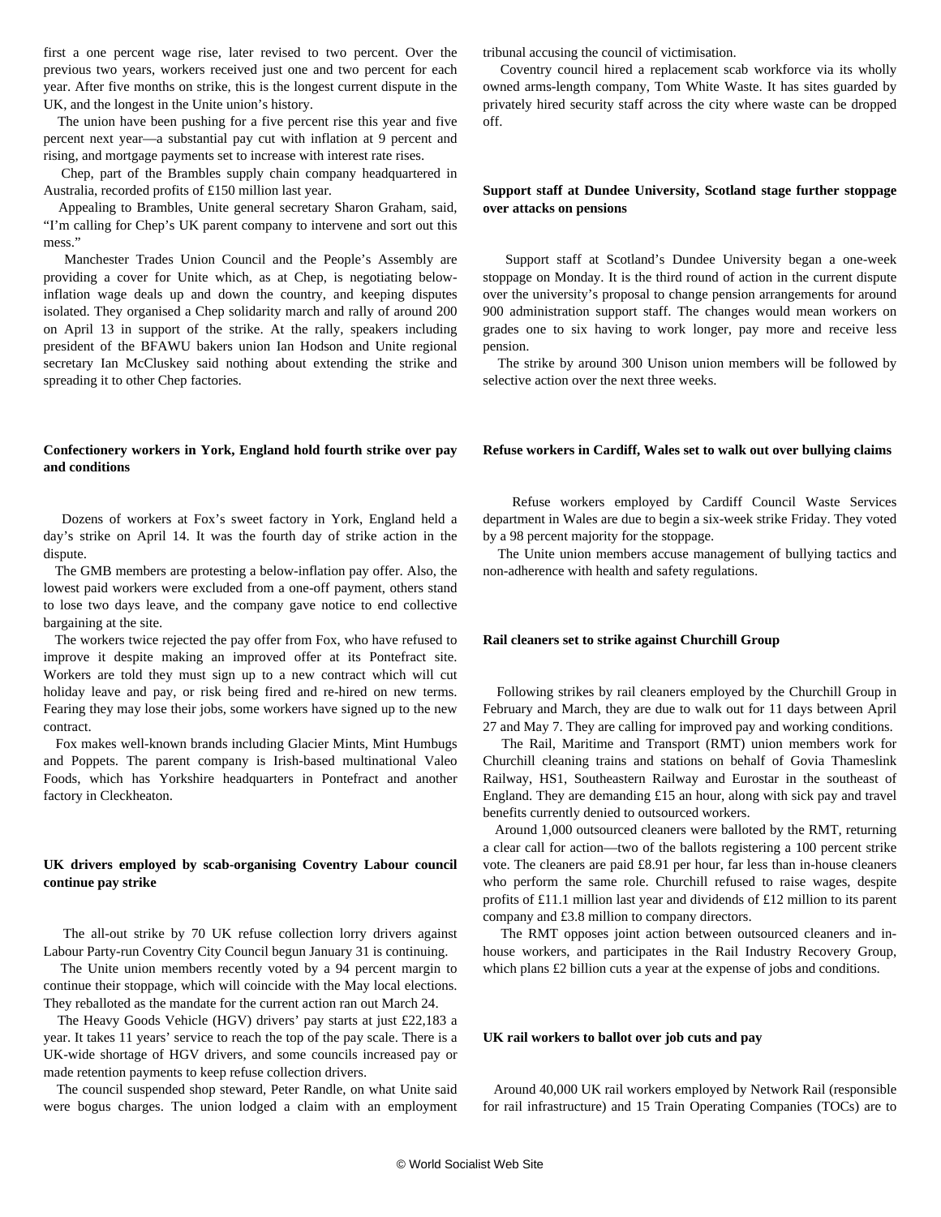first a one percent wage rise, later revised to two percent. Over the previous two years, workers received just one and two percent for each year. After five months on strike, this is the longest current dispute in the UK, and the longest in the Unite union's history.

The union have been pushing for a five percent rise this year and five percent next year—a substantial pay cut with inflation at 9 percent and rising, and mortgage payments set to increase with interest rate rises.

Chep, part of the Brambles supply chain company headquartered in Australia, recorded profits of £150 million last year.

Appealing to Brambles, Unite general secretary Sharon Graham, said, "I'm calling for Chep's UK parent company to intervene and sort out this mess."

Manchester Trades Union Council and the People's Assembly are providing a cover for Unite which, as at Chep, is negotiating below-inflation wage deals up and down the country, and keeping disputes isolated. They organised a Chep solidarity march and rally of around 200 on April 13 in support of the strike. At the rally, speakers including president of the BFAWU bakers union Ian Hodson and Unite regional secretary Ian McCluskey said nothing about extending the strike and spreading it to other Chep factories.

### Confectionery workers in York, England hold fourth strike over pay and conditions

Dozens of workers at Fox's sweet factory in York, England held a day's strike on April 14. It was the fourth day of strike action in the dispute.

The GMB members are protesting a below-inflation pay offer. Also, the lowest paid workers were excluded from a one-off payment, others stand to lose two days leave, and the company gave notice to end collective bargaining at the site.

The workers twice rejected the pay offer from Fox, who have refused to improve it despite making an improved offer at its Pontefract site. Workers are told they must sign up to a new contract which will cut holiday leave and pay, or risk being fired and re-hired on new terms. Fearing they may lose their jobs, some workers have signed up to the new contract.

Fox makes well-known brands including Glacier Mints, Mint Humbugs and Poppets. The parent company is Irish-based multinational Valeo Foods, which has Yorkshire headquarters in Pontefract and another factory in Cleckheaton.

### UK drivers employed by scab-organising Coventry Labour council continue pay strike

The all-out strike by 70 UK refuse collection lorry drivers against Labour Party-run Coventry City Council begun January 31 is continuing.

The Unite union members recently voted by a 94 percent margin to continue their stoppage, which will coincide with the May local elections. They reballoted as the mandate for the current action ran out March 24.

The Heavy Goods Vehicle (HGV) drivers' pay starts at just £22,183 a year. It takes 11 years' service to reach the top of the pay scale. There is a UK-wide shortage of HGV drivers, and some councils increased pay or made retention payments to keep refuse collection drivers.

The council suspended shop steward, Peter Randle, on what Unite said were bogus charges. The union lodged a claim with an employment tribunal accusing the council of victimisation.

Coventry council hired a replacement scab workforce via its wholly owned arms-length company, Tom White Waste. It has sites guarded by privately hired security staff across the city where waste can be dropped off.

### Support staff at Dundee University, Scotland stage further stoppage over attacks on pensions

Support staff at Scotland's Dundee University began a one-week stoppage on Monday. It is the third round of action in the current dispute over the university's proposal to change pension arrangements for around 900 administration support staff. The changes would mean workers on grades one to six having to work longer, pay more and receive less pension.

The strike by around 300 Unison union members will be followed by selective action over the next three weeks.

### Refuse workers in Cardiff, Wales set to walk out over bullying claims

Refuse workers employed by Cardiff Council Waste Services department in Wales are due to begin a six-week strike Friday. They voted by a 98 percent majority for the stoppage.

The Unite union members accuse management of bullying tactics and non-adherence with health and safety regulations.

### Rail cleaners set to strike against Churchill Group

Following strikes by rail cleaners employed by the Churchill Group in February and March, they are due to walk out for 11 days between April 27 and May 7. They are calling for improved pay and working conditions.

The Rail, Maritime and Transport (RMT) union members work for Churchill cleaning trains and stations on behalf of Govia Thameslink Railway, HS1, Southeastern Railway and Eurostar in the southeast of England. They are demanding £15 an hour, along with sick pay and travel benefits currently denied to outsourced workers.

Around 1,000 outsourced cleaners were balloted by the RMT, returning a clear call for action—two of the ballots registering a 100 percent strike vote. The cleaners are paid £8.91 per hour, far less than in-house cleaners who perform the same role. Churchill refused to raise wages, despite profits of £11.1 million last year and dividends of £12 million to its parent company and £3.8 million to company directors.

The RMT opposes joint action between outsourced cleaners and in-house workers, and participates in the Rail Industry Recovery Group, which plans £2 billion cuts a year at the expense of jobs and conditions.

### UK rail workers to ballot over job cuts and pay

Around 40,000 UK rail workers employed by Network Rail (responsible for rail infrastructure) and 15 Train Operating Companies (TOCs) are to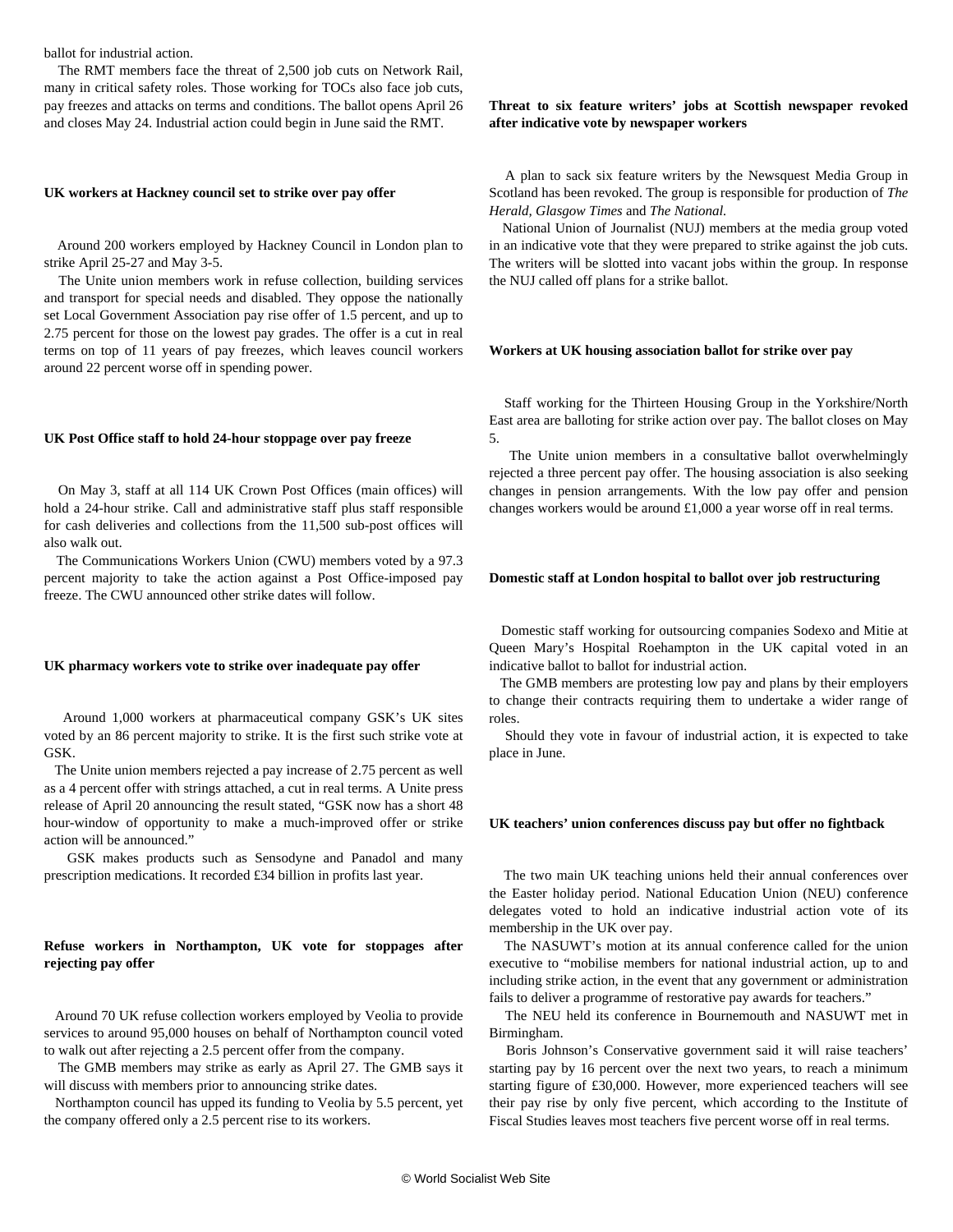ballot for industrial action.

The RMT members face the threat of 2,500 job cuts on Network Rail, many in critical safety roles. Those working for TOCs also face job cuts, pay freezes and attacks on terms and conditions. The ballot opens April 26 and closes May 24. Industrial action could begin in June said the RMT.

**UK workers at Hackney council set to strike over pay offer**

Around 200 workers employed by Hackney Council in London plan to strike April 25-27 and May 3-5.

The Unite union members work in refuse collection, building services and transport for special needs and disabled. They oppose the nationally set Local Government Association pay rise offer of 1.5 percent, and up to 2.75 percent for those on the lowest pay grades. The offer is a cut in real terms on top of 11 years of pay freezes, which leaves council workers around 22 percent worse off in spending power.

**UK Post Office staff to hold 24-hour stoppage over pay freeze**

On May 3, staff at all 114 UK Crown Post Offices (main offices) will hold a 24-hour strike. Call and administrative staff plus staff responsible for cash deliveries and collections from the 11,500 sub-post offices will also walk out.

The Communications Workers Union (CWU) members voted by a 97.3 percent majority to take the action against a Post Office-imposed pay freeze. The CWU announced other strike dates will follow.

**UK pharmacy workers vote to strike over inadequate pay offer**

Around 1,000 workers at pharmaceutical company GSK's UK sites voted by an 86 percent majority to strike. It is the first such strike vote at GSK.

The Unite union members rejected a pay increase of 2.75 percent as well as a 4 percent offer with strings attached, a cut in real terms. A Unite press release of April 20 announcing the result stated, "GSK now has a short 48 hour-window of opportunity to make a much-improved offer or strike action will be announced."

GSK makes products such as Sensodyne and Panadol and many prescription medications. It recorded £34 billion in profits last year.

**Refuse workers in Northampton, UK vote for stoppages after rejecting pay offer**

Around 70 UK refuse collection workers employed by Veolia to provide services to around 95,000 houses on behalf of Northampton council voted to walk out after rejecting a 2.5 percent offer from the company.

The GMB members may strike as early as April 27. The GMB says it will discuss with members prior to announcing strike dates.

Northampton council has upped its funding to Veolia by 5.5 percent, yet the company offered only a 2.5 percent rise to its workers.

**Threat to six feature writers' jobs at Scottish newspaper revoked after indicative vote by newspaper workers**

A plan to sack six feature writers by the Newsquest Media Group in Scotland has been revoked. The group is responsible for production of *The Herald*, *Glasgow Times* and *The National*.

National Union of Journalist (NUJ) members at the media group voted in an indicative vote that they were prepared to strike against the job cuts. The writers will be slotted into vacant jobs within the group. In response the NUJ called off plans for a strike ballot.

**Workers at UK housing association ballot for strike over pay**

Staff working for the Thirteen Housing Group in the Yorkshire/North East area are balloting for strike action over pay. The ballot closes on May 5.

The Unite union members in a consultative ballot overwhelmingly rejected a three percent pay offer. The housing association is also seeking changes in pension arrangements. With the low pay offer and pension changes workers would be around £1,000 a year worse off in real terms.

**Domestic staff at London hospital to ballot over job restructuring**

Domestic staff working for outsourcing companies Sodexo and Mitie at Queen Mary's Hospital Roehampton in the UK capital voted in an indicative ballot to ballot for industrial action.

The GMB members are protesting low pay and plans by their employers to change their contracts requiring them to undertake a wider range of roles.

Should they vote in favour of industrial action, it is expected to take place in June.

**UK teachers' union conferences discuss pay but offer no fightback**

The two main UK teaching unions held their annual conferences over the Easter holiday period. National Education Union (NEU) conference delegates voted to hold an indicative industrial action vote of its membership in the UK over pay.

The NASUWT's motion at its annual conference called for the union executive to "mobilise members for national industrial action, up to and including strike action, in the event that any government or administration fails to deliver a programme of restorative pay awards for teachers."

The NEU held its conference in Bournemouth and NASUWT met in Birmingham.

Boris Johnson's Conservative government said it will raise teachers' starting pay by 16 percent over the next two years, to reach a minimum starting figure of £30,000. However, more experienced teachers will see their pay rise by only five percent, which according to the Institute of Fiscal Studies leaves most teachers five percent worse off in real terms.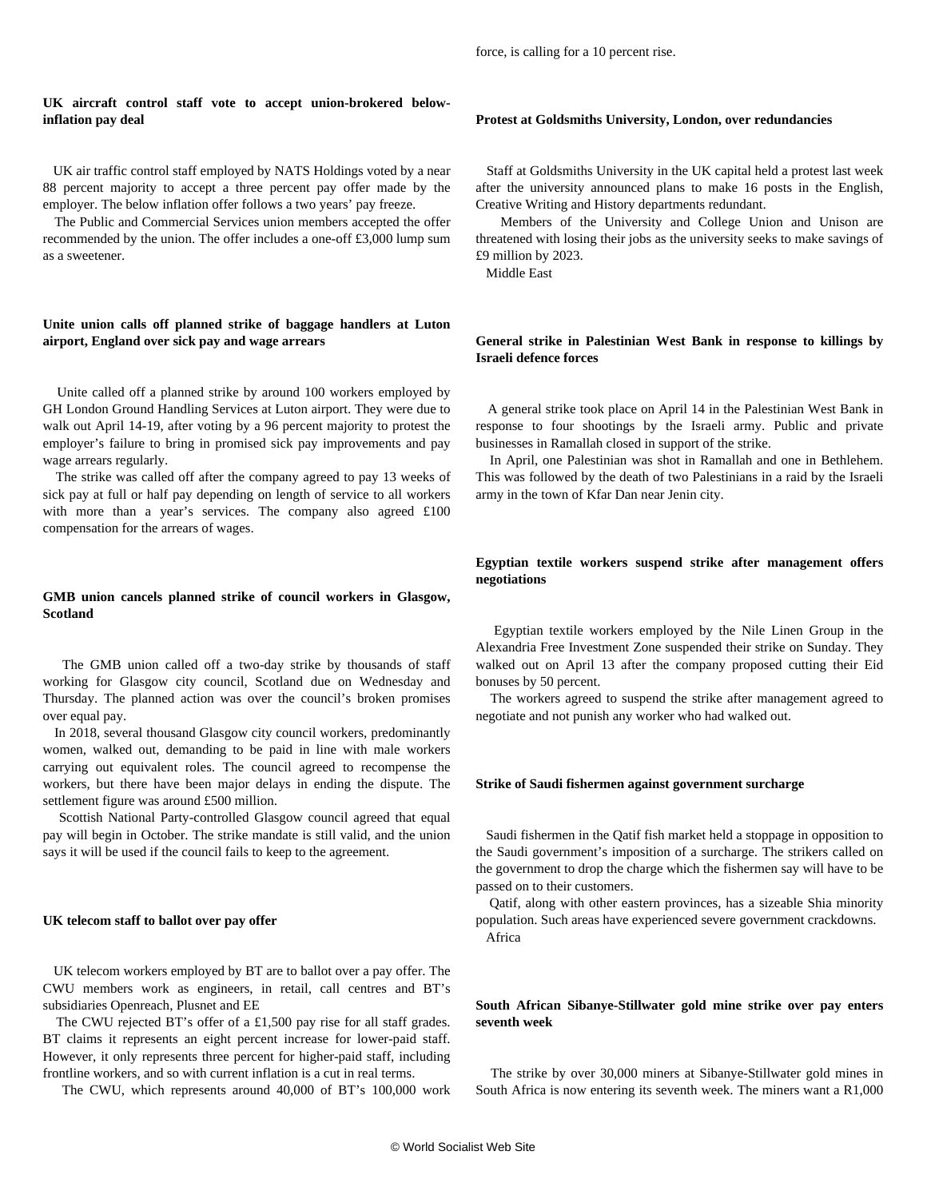**UK aircraft control staff vote to accept union-brokered below-inflation pay deal**

UK air traffic control staff employed by NATS Holdings voted by a near 88 percent majority to accept a three percent pay offer made by the employer. The below inflation offer follows a two years' pay freeze.

The Public and Commercial Services union members accepted the offer recommended by the union. The offer includes a one-off £3,000 lump sum as a sweetener.

**Unite union calls off planned strike of baggage handlers at Luton airport, England over sick pay and wage arrears**

Unite called off a planned strike by around 100 workers employed by GH London Ground Handling Services at Luton airport. They were due to walk out April 14-19, after voting by a 96 percent majority to protest the employer's failure to bring in promised sick pay improvements and pay wage arrears regularly.

The strike was called off after the company agreed to pay 13 weeks of sick pay at full or half pay depending on length of service to all workers with more than a year's services. The company also agreed £100 compensation for the arrears of wages.

**GMB union cancels planned strike of council workers in Glasgow, Scotland**

The GMB union called off a two-day strike by thousands of staff working for Glasgow city council, Scotland due on Wednesday and Thursday. The planned action was over the council's broken promises over equal pay.

In 2018, several thousand Glasgow city council workers, predominantly women, walked out, demanding to be paid in line with male workers carrying out equivalent roles. The council agreed to recompense the workers, but there have been major delays in ending the dispute. The settlement figure was around £500 million.

Scottish National Party-controlled Glasgow council agreed that equal pay will begin in October. The strike mandate is still valid, and the union says it will be used if the council fails to keep to the agreement.

**UK telecom staff to ballot over pay offer**

UK telecom workers employed by BT are to ballot over a pay offer. The CWU members work as engineers, in retail, call centres and BT's subsidiaries Openreach, Plusnet and EE

The CWU rejected BT's offer of a £1,500 pay rise for all staff grades. BT claims it represents an eight percent increase for lower-paid staff. However, it only represents three percent for higher-paid staff, including frontline workers, and so with current inflation is a cut in real terms.

The CWU, which represents around 40,000 of BT's 100,000 work force, is calling for a 10 percent rise.

**Protest at Goldsmiths University, London, over redundancies**

Staff at Goldsmiths University in the UK capital held a protest last week after the university announced plans to make 16 posts in the English, Creative Writing and History departments redundant.

Members of the University and College Union and Unison are threatened with losing their jobs as the university seeks to make savings of £9 million by 2023.

Middle East

**General strike in Palestinian West Bank in response to killings by Israeli defence forces**

A general strike took place on April 14 in the Palestinian West Bank in response to four shootings by the Israeli army. Public and private businesses in Ramallah closed in support of the strike.

In April, one Palestinian was shot in Ramallah and one in Bethlehem. This was followed by the death of two Palestinians in a raid by the Israeli army in the town of Kfar Dan near Jenin city.

**Egyptian textile workers suspend strike after management offers negotiations**

Egyptian textile workers employed by the Nile Linen Group in the Alexandria Free Investment Zone suspended their strike on Sunday. They walked out on April 13 after the company proposed cutting their Eid bonuses by 50 percent.

The workers agreed to suspend the strike after management agreed to negotiate and not punish any worker who had walked out.

**Strike of Saudi fishermen against government surcharge**

Saudi fishermen in the Qatif fish market held a stoppage in opposition to the Saudi government's imposition of a surcharge. The strikers called on the government to drop the charge which the fishermen say will have to be passed on to their customers.

Qatif, along with other eastern provinces, has a sizeable Shia minority population. Such areas have experienced severe government crackdowns.

Africa

**South African Sibanye-Stillwater gold mine strike over pay enters seventh week**

The strike by over 30,000 miners at Sibanye-Stillwater gold mines in South Africa is now entering its seventh week. The miners want a R1,000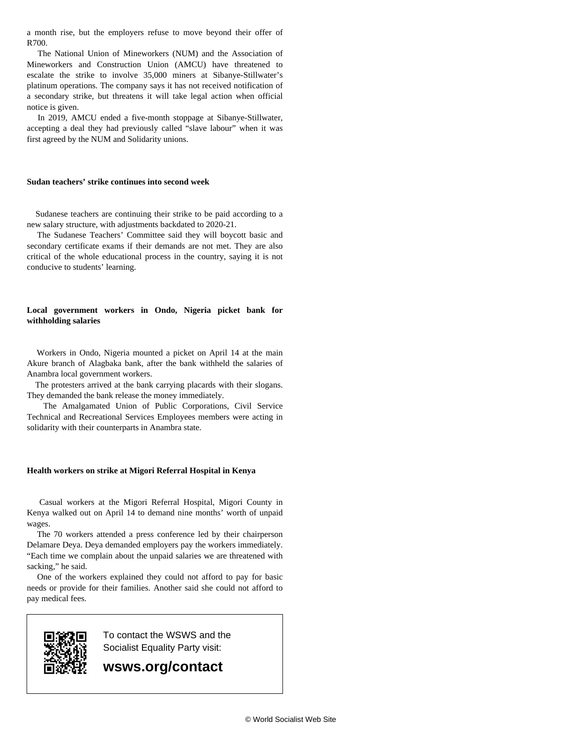a month rise, but the employers refuse to move beyond their offer of R700.

The National Union of Mineworkers (NUM) and the Association of Mineworkers and Construction Union (AMCU) have threatened to escalate the strike to involve 35,000 miners at Sibanye-Stillwater's platinum operations. The company says it has not received notification of a secondary strike, but threatens it will take legal action when official notice is given.

In 2019, AMCU ended a five-month stoppage at Sibanye-Stillwater, accepting a deal they had previously called "slave labour" when it was first agreed by the NUM and Solidarity unions.

**Sudan teachers' strike continues into second week**

Sudanese teachers are continuing their strike to be paid according to a new salary structure, with adjustments backdated to 2020-21.

The Sudanese Teachers' Committee said they will boycott basic and secondary certificate exams if their demands are not met. They are also critical of the whole educational process in the country, saying it is not conducive to students' learning.

**Local government workers in Ondo, Nigeria picket bank for withholding salaries**

Workers in Ondo, Nigeria mounted a picket on April 14 at the main Akure branch of Alagbaka bank, after the bank withheld the salaries of Anambra local government workers.

The protesters arrived at the bank carrying placards with their slogans. They demanded the bank release the money immediately.

The Amalgamated Union of Public Corporations, Civil Service Technical and Recreational Services Employees members were acting in solidarity with their counterparts in Anambra state.

**Health workers on strike at Migori Referral Hospital in Kenya**

Casual workers at the Migori Referral Hospital, Migori County in Kenya walked out on April 14 to demand nine months' worth of unpaid wages.

The 70 workers attended a press conference led by their chairperson Delamare Deya. Deya demanded employers pay the workers immediately. "Each time we complain about the unpaid salaries we are threatened with sacking," he said.

One of the workers explained they could not afford to pay for basic needs or provide for their families. Another said she could not afford to pay medical fees.

To contact the WSWS and the Socialist Equality Party visit:

**wsws.org/contact**